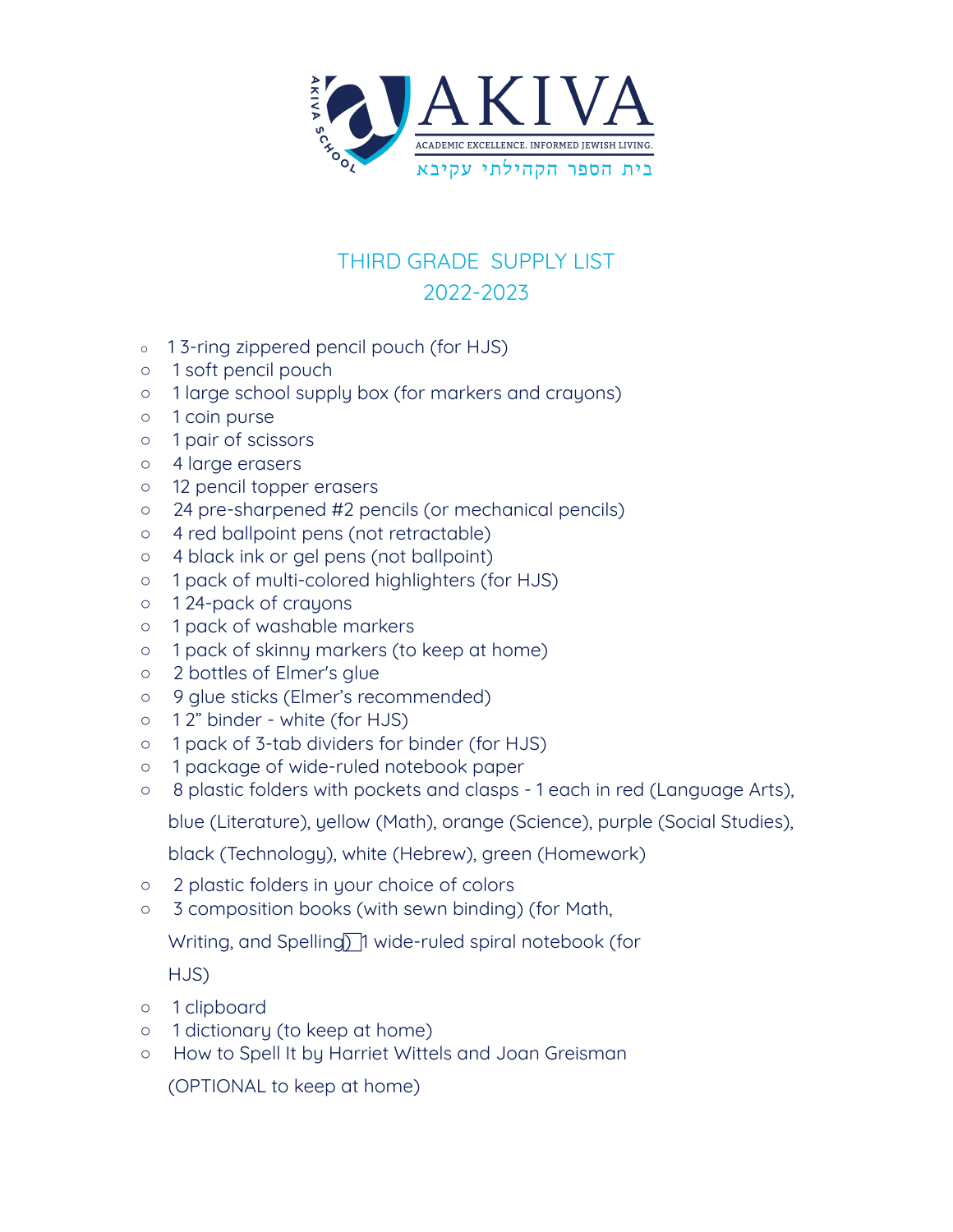AKIVA SCHOOL

# AKIVA

ACADEMIC EXCELLENCE. INFORMED JEWISH LIVING.

בית הספר הקהילתי עקיבא

## THIRD GRADE SUPPLY LIST
## 2022-2023

- 1 3-ring zippered pencil pouch (for HJS)
- 1 soft pencil pouch
- 1 large school supply box (for markers and crayons)
- 1 coin purse
- 1 pair of scissors
- 4 large erasers
- 12 pencil topper erasers
- 24 pre-sharpened #2 pencils (or mechanical pencils)
- 4 red ballpoint pens (not retractable)
- 4 black ink or gel pens (not ballpoint)
- 1 pack of multi-colored highlighters (for HJS)
- 1 24-pack of crayons
- 1 pack of washable markers
- 1 pack of skinny markers (to keep at home)
- 2 bottles of Elmer's glue
- 9 glue sticks (Elmer's recommended)
- 1 2" binder - white (for HJS)
- 1 pack of 3-tab dividers for binder (for HJS)
- 1 package of wide-ruled notebook paper
- 8 plastic folders with pockets and clasps - 1 each in red (Language Arts), blue (Literature), yellow (Math), orange (Science), purple (Social Studies), black (Technology), white (Hebrew), green (Homework)
- 2 plastic folders in your choice of colors
- 3 composition books (with sewn binding) (for Math, Writing, and Spelling) 1 wide-ruled spiral notebook (for HJS)
- 1 clipboard
- 1 dictionary (to keep at home)
- How to Spell It by Harriet Wittels and Joan Greisman (OPTIONAL to keep at home)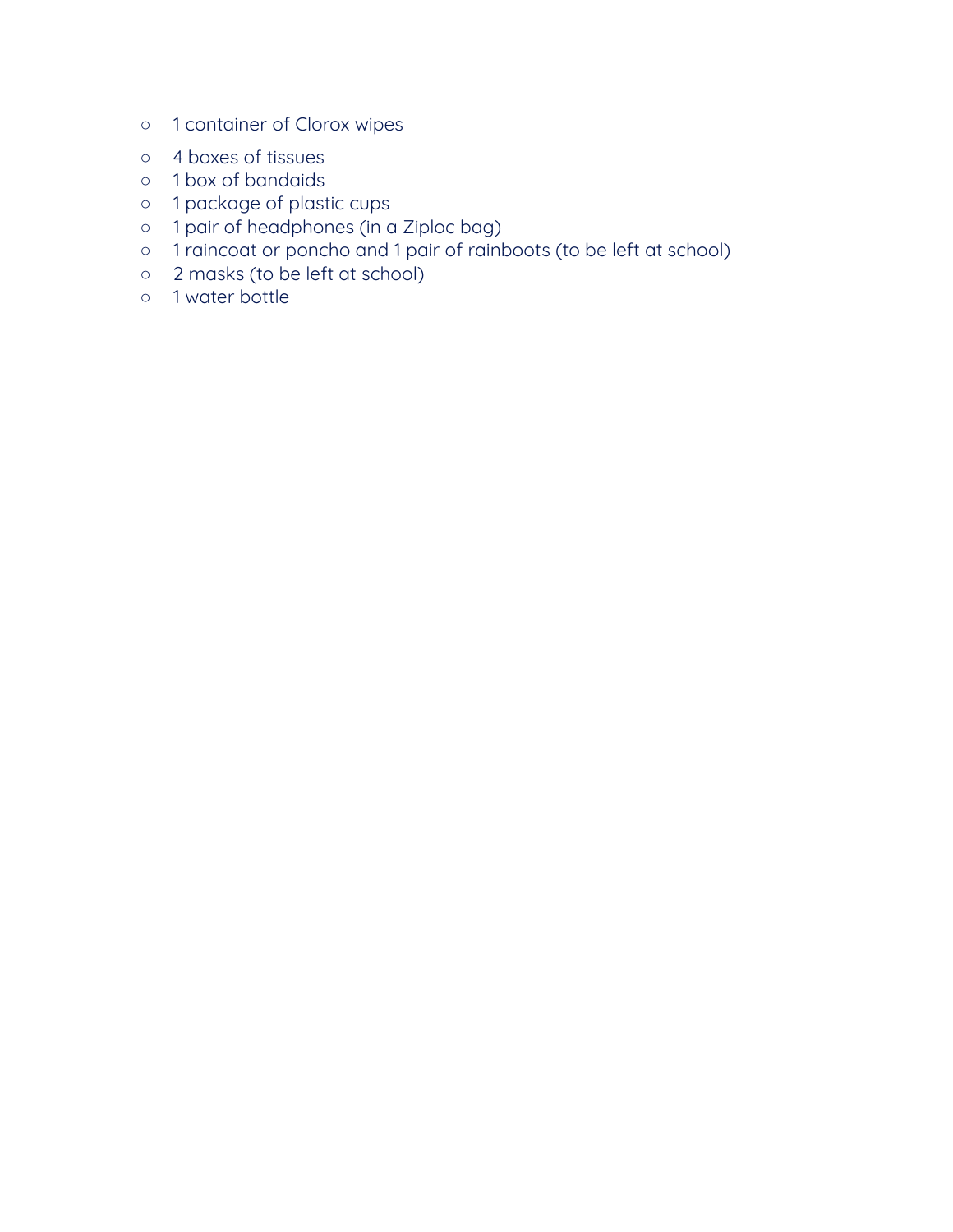- 1 container of Clorox wipes
- 4 boxes of tissues
- 1 box of bandaids
- 1 package of plastic cups
- 1 pair of headphones (in a Ziploc bag)
- 1 raincoat or poncho and 1 pair of rainboots (to be left at school)
- 2 masks (to be left at school)
- 1 water bottle